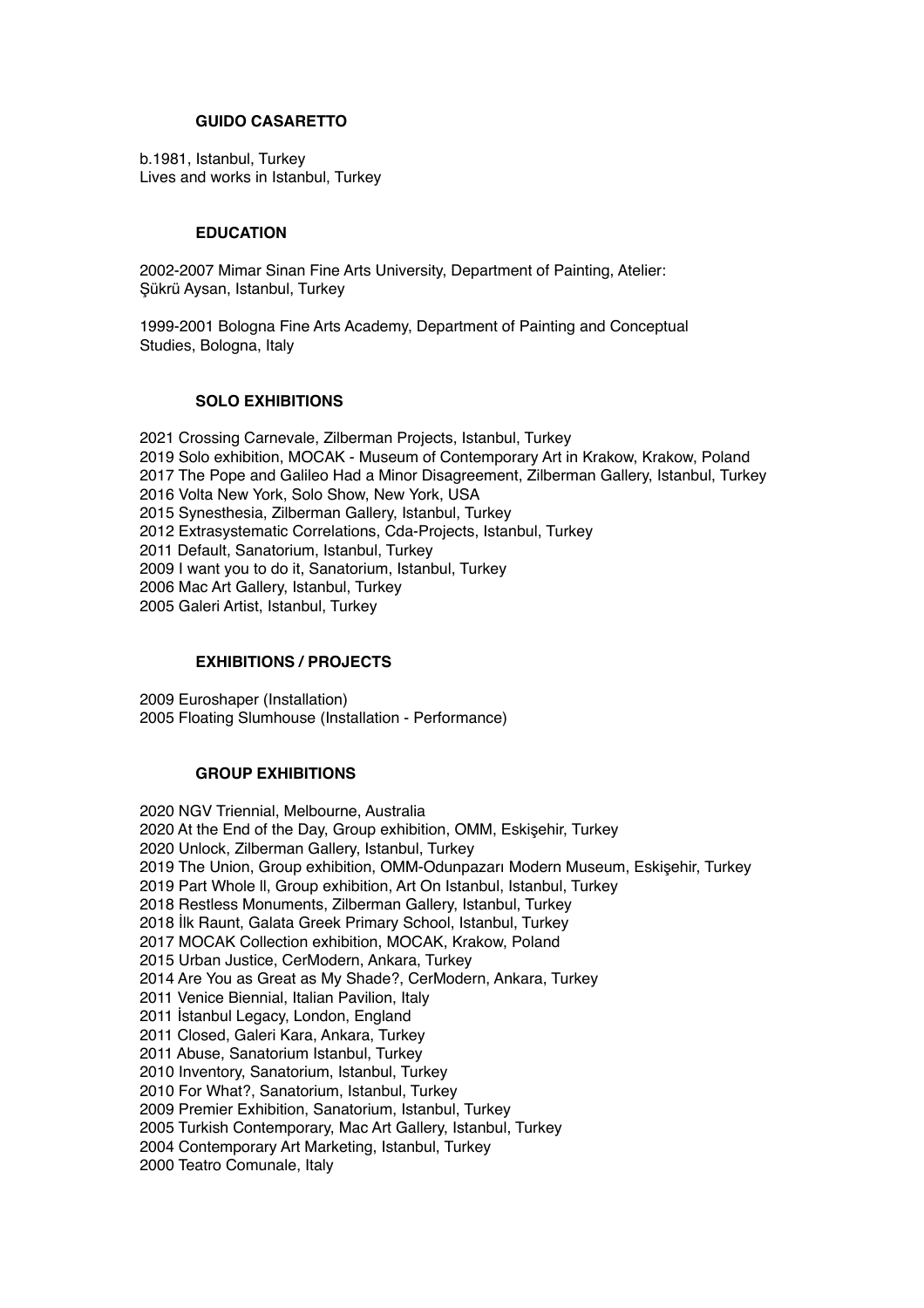# GUIDO CASARETTO

b.1981, Istanbul, Turkey
Lives and works in Istanbul, Turkey

## EDUCATION

2002-2007 Mimar Sinan Fine Arts University, Department of Painting, Atelier: Şükrü Aysan, Istanbul, Turkey

1999-2001 Bologna Fine Arts Academy, Department of Painting and Conceptual Studies, Bologna, Italy

## SOLO EXHIBITIONS

2021 Crossing Carnevale, Zilberman Projects, Istanbul, Turkey
2019 Solo exhibition, MOCAK - Museum of Contemporary Art in Krakow, Krakow, Poland
2017 The Pope and Galileo Had a Minor Disagreement, Zilberman Gallery, Istanbul, Turkey
2016 Volta New York, Solo Show, New York, USA
2015 Synesthesia, Zilberman Gallery, Istanbul, Turkey
2012 Extrasystematic Correlations, Cda-Projects, Istanbul, Turkey
2011 Default, Sanatorium, Istanbul, Turkey
2009 I want you to do it, Sanatorium, Istanbul, Turkey
2006 Mac Art Gallery, Istanbul, Turkey
2005 Galeri Artist, Istanbul, Turkey

## EXHIBITIONS / PROJECTS

2009 Euroshaper (Installation)
2005 Floating Slumhouse (Installation - Performance)

## GROUP EXHIBITIONS

2020 NGV Triennial, Melbourne, Australia
2020 At the End of the Day, Group exhibition, OMM, Eskişehir, Turkey
2020 Unlock, Zilberman Gallery, Istanbul, Turkey
2019 The Union, Group exhibition, OMM-Odunpazarı Modern Museum, Eskişehir, Turkey
2019 Part Whole ll, Group exhibition, Art On Istanbul, Istanbul, Turkey
2018 Restless Monuments, Zilberman Gallery, Istanbul, Turkey
2018 İlk Raunt, Galata Greek Primary School, Istanbul, Turkey
2017 MOCAK Collection exhibition, MOCAK, Krakow, Poland
2015 Urban Justice, CerModern, Ankara, Turkey
2014 Are You as Great as My Shade?, CerModern, Ankara, Turkey
2011 Venice Biennial, Italian Pavilion, Italy
2011 İstanbul Legacy, London, England
2011 Closed, Galeri Kara, Ankara, Turkey
2011 Abuse, Sanatorium Istanbul, Turkey
2010 Inventory, Sanatorium, Istanbul, Turkey
2010 For What?, Sanatorium, Istanbul, Turkey
2009 Premier Exhibition, Sanatorium, Istanbul, Turkey
2005 Turkish Contemporary, Mac Art Gallery, Istanbul, Turkey
2004 Contemporary Art Marketing, Istanbul, Turkey
2000 Teatro Comunale, Italy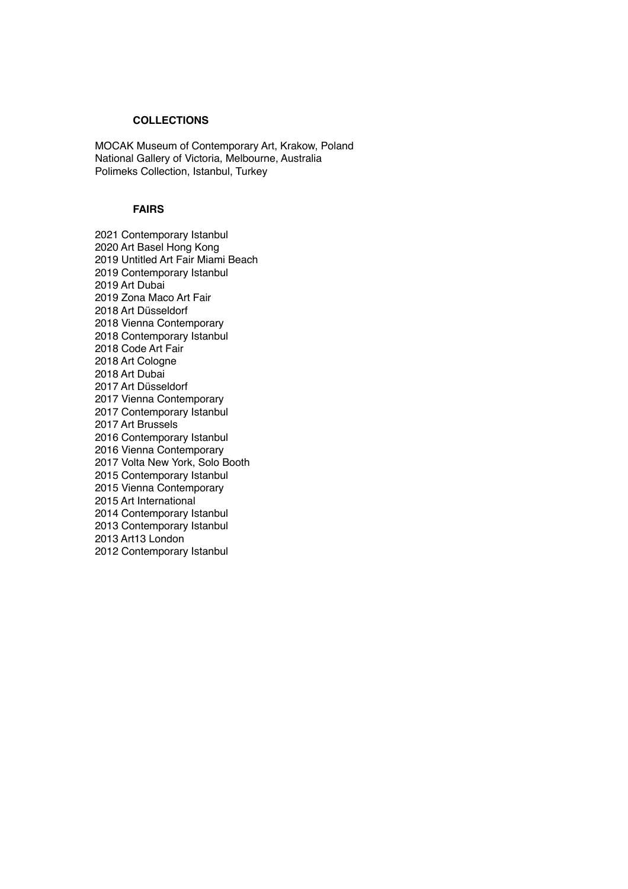## COLLECTIONS

MOCAK Museum of Contemporary Art, Krakow, Poland
National Gallery of Victoria, Melbourne, Australia
Polimeks Collection, Istanbul, Turkey

## FAIRS

2021 Contemporary Istanbul
2020 Art Basel Hong Kong
2019 Untitled Art Fair Miami Beach
2019 Contemporary Istanbul
2019 Art Dubai
2019 Zona Maco Art Fair
2018 Art Düsseldorf
2018 Vienna Contemporary
2018 Contemporary Istanbul
2018 Code Art Fair
2018 Art Cologne
2018 Art Dubai
2017 Art Düsseldorf
2017 Vienna Contemporary
2017 Contemporary Istanbul
2017 Art Brussels
2016 Contemporary Istanbul
2016 Vienna Contemporary
2017 Volta New York, Solo Booth
2015 Contemporary Istanbul
2015 Vienna Contemporary
2015 Art International
2014 Contemporary Istanbul
2013 Contemporary Istanbul
2013 Art13 London
2012 Contemporary Istanbul